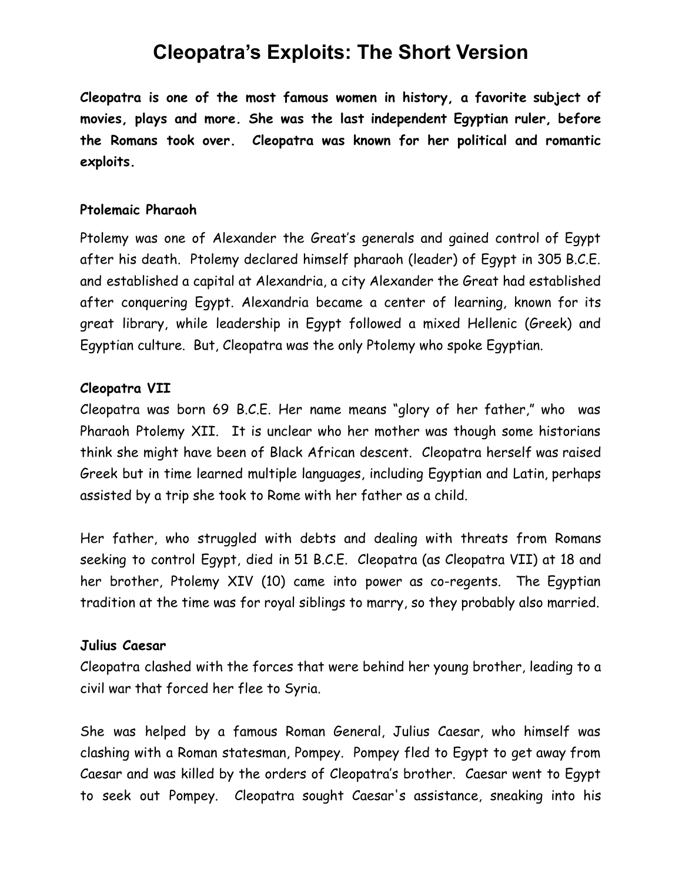# Cleopatra's Exploits: The Short Version

**Cleopatra is one of the most famous women in history, a favorite subject of movies, plays and more. She was the last independent Egyptian ruler, before the Romans took over. Cleopatra was known for her political and romantic exploits.**

### Ptolemaic Pharaoh

Ptolemy was one of Alexander the Great's generals and gained control of Egypt after his death. Ptolemy declared himself pharaoh (leader) of Egypt in 305 B.C.E. and established a capital at Alexandria, a city Alexander the Great had established after conquering Egypt. Alexandria became a center of learning, known for its great library, while leadership in Egypt followed a mixed Hellenic (Greek) and Egyptian culture. But, Cleopatra was the only Ptolemy who spoke Egyptian.

### Cleopatra VII

Cleopatra was born 69 B.C.E. Her name means "glory of her father," who was Pharaoh Ptolemy XII. It is unclear who her mother was though some historians think she might have been of Black African descent. Cleopatra herself was raised Greek but in time learned multiple languages, including Egyptian and Latin, perhaps assisted by a trip she took to Rome with her father as a child.

Her father, who struggled with debts and dealing with threats from Romans seeking to control Egypt, died in 51 B.C.E. Cleopatra (as Cleopatra VII) at 18 and her brother, Ptolemy XIV (10) came into power as co-regents. The Egyptian tradition at the time was for royal siblings to marry, so they probably also married.

### Julius Caesar

Cleopatra clashed with the forces that were behind her young brother, leading to a civil war that forced her flee to Syria.

She was helped by a famous Roman General, Julius Caesar, who himself was clashing with a Roman statesman, Pompey. Pompey fled to Egypt to get away from Caesar and was killed by the orders of Cleopatra's brother. Caesar went to Egypt to seek out Pompey. Cleopatra sought Caesar's assistance, sneaking into his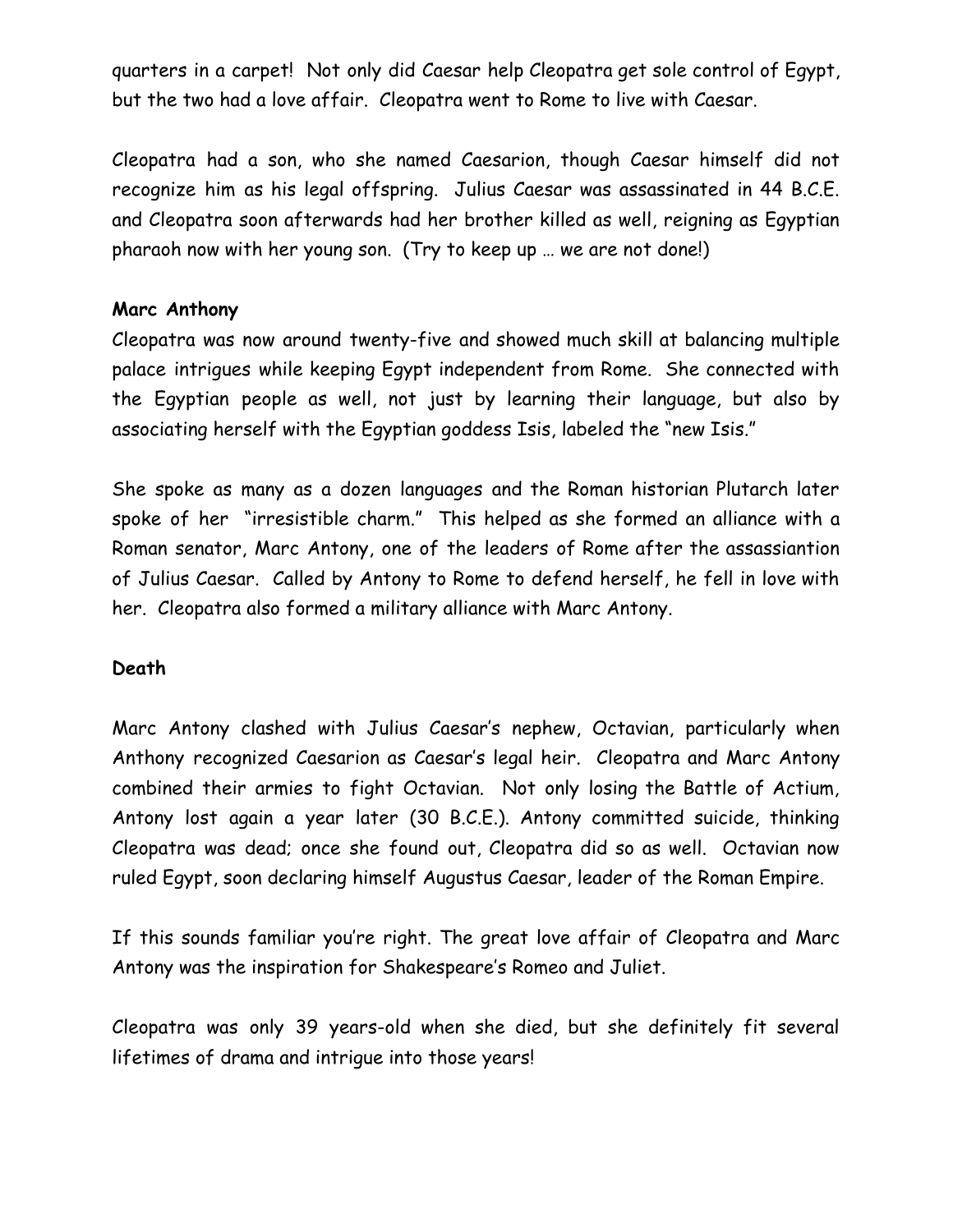quarters in a carpet! Not only did Caesar help Cleopatra get sole control of Egypt, but the two had a love affair. Cleopatra went to Rome to live with Caesar.

Cleopatra had a son, who she named Caesarion, though Caesar himself did not recognize him as his legal offspring. Julius Caesar was assassinated in 44 B.C.E. and Cleopatra soon afterwards had her brother killed as well, reigning as Egyptian pharaoh now with her young son. (Try to keep up … we are not done!)

**Marc Anthony**

Cleopatra was now around twenty-five and showed much skill at balancing multiple palace intrigues while keeping Egypt independent from Rome. She connected with the Egyptian people as well, not just by learning their language, but also by associating herself with the Egyptian goddess Isis, labeled the "new Isis."

She spoke as many as a dozen languages and the Roman historian Plutarch later spoke of her "irresistible charm." This helped as she formed an alliance with a Roman senator, Marc Antony, one of the leaders of Rome after the assassiantion of Julius Caesar. Called by Antony to Rome to defend herself, he fell in love with her. Cleopatra also formed a military alliance with Marc Antony.

**Death**

Marc Antony clashed with Julius Caesar's nephew, Octavian, particularly when Anthony recognized Caesarion as Caesar's legal heir. Cleopatra and Marc Antony combined their armies to fight Octavian. Not only losing the Battle of Actium, Antony lost again a year later (30 B.C.E.). Antony committed suicide, thinking Cleopatra was dead; once she found out, Cleopatra did so as well. Octavian now ruled Egypt, soon declaring himself Augustus Caesar, leader of the Roman Empire.

If this sounds familiar you're right. The great love affair of Cleopatra and Marc Antony was the inspiration for Shakespeare's Romeo and Juliet.

Cleopatra was only 39 years-old when she died, but she definitely fit several lifetimes of drama and intrigue into those years!